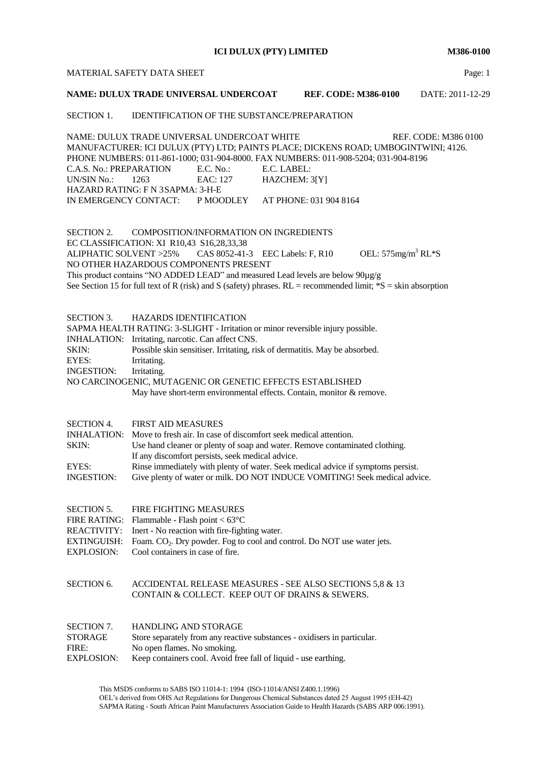**ICI DULUX (PTY) LIMITED** **M386-0100**

MATERIAL SAFETY DATA SHEET

**NAME: DULUX TRADE UNIVERSAL UNDERCOAT** **REF. CODE: M386-0100** DATE: 2011-12-29

## SECTION 1. IDENTIFICATION OF THE SUBSTANCE/PREPARATION

NAME: DULUX TRADE UNIVERSAL UNDERCOAT WHITE REF. CODE: M386 0100
MANUFACTURER: ICI DULUX (PTY) LTD; PAINTS PLACE; DICKENS ROAD; UMBOGINTWINI; 4126.
PHONE NUMBERS: 011-861-1000; 031-904-8000. FAX NUMBERS: 011-908-5204; 031-904-8196
C.A.S. No.: PREPARATION E.C. No.: E.C. LABEL:
UN/SIN No.: 1263 EAC: 127 HAZCHEM: 3[Y]
HAZARD RATING: F N 3SAPMA: 3-H-E
IN EMERGENCY CONTACT: P MOODLEY AT PHONE: 031 904 8164

## SECTION 2. COMPOSITION/INFORMATION ON INGREDIENTS

EC CLASSIFICATION: XI R10,43 S16,28,33,38
ALIPHATIC SOLVENT >25% CAS 8052-41-3 EEC Labels: F, R10 OEL: 575mg/m$^3$ RL*S
NO OTHER HAZARDOUS COMPONENTS PRESENT
This product contains "NO ADDED LEAD" and measured Lead levels are below 90µg/g
See Section 15 for full text of R (risk) and S (safety) phrases. RL = recommended limit; *S = skin absorption

## SECTION 3. HAZARDS IDENTIFICATION

SAPMA HEALTH RATING: 3-SLIGHT - Irritation or minor reversible injury possible.
INHALATION: Irritating, narcotic. Can affect CNS.
SKIN: Possible skin sensitiser. Irritating, risk of dermatitis. May be absorbed.
EYES: Irritating.
INGESTION: Irritating.
NO CARCINOGENIC, MUTAGENIC OR GENETIC EFFECTS ESTABLISHED
May have short-term environmental effects. Contain, monitor & remove.

## SECTION 4. FIRST AID MEASURES

INHALATION: Move to fresh air. In case of discomfort seek medical attention.
SKIN: Use hand cleaner or plenty of soap and water. Remove contaminated clothing. If any discomfort persists, seek medical advice.
EYES: Rinse immediately with plenty of water. Seek medical advice if symptoms persist.
INGESTION: Give plenty of water or milk. DO NOT INDUCE VOMITING! Seek medical advice.

## SECTION 5. FIRE FIGHTING MEASURES

FIRE RATING: Flammable - Flash point < 63°C
REACTIVITY: Inert - No reaction with fire-fighting water.
EXTINGUISH: Foam. $CO_2$. Dry powder. Fog to cool and control. Do NOT use water jets.
EXPLOSION: Cool containers in case of fire.

## SECTION 6. ACCIDENTAL RELEASE MEASURES - SEE ALSO SECTIONS 5,8 & 13

CONTAIN & COLLECT. KEEP OUT OF DRAINS & SEWERS.

## SECTION 7. HANDLING AND STORAGE

STORAGE Store separately from any reactive substances - oxidisers in particular.
FIRE: No open flames. No smoking.
EXPLOSION: Keep containers cool. Avoid free fall of liquid - use earthing.

This MSDS conforms to SABS ISO 11014-1: 1994 (ISO-11014/ANSI Z400.1.1996)
OEL's derived from OHS Act Regulations for Dangerous Chemical Substances dated 25 August 1995 (EH-42)
SAPMA Rating - South African Paint Manufacturers Association Guide to Health Hazards (SABS ARP 006:1991).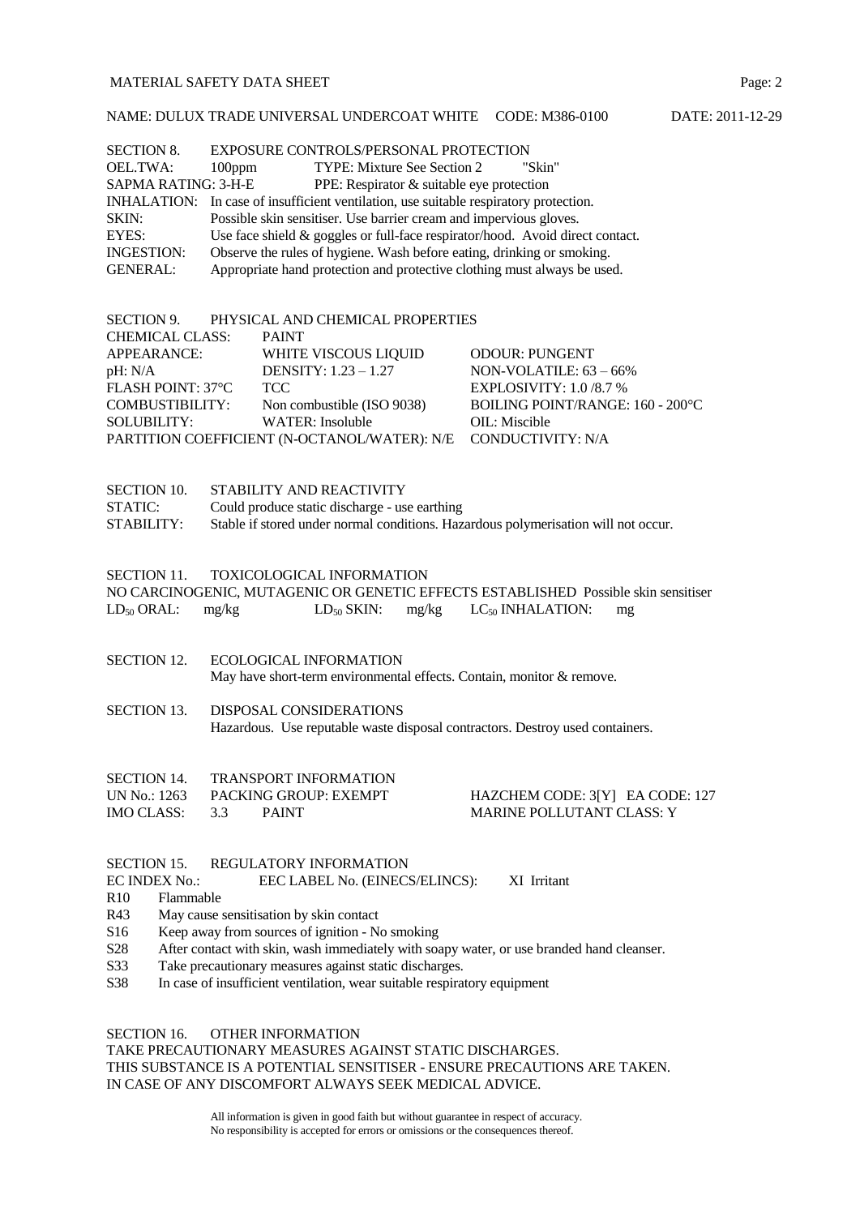NAME: DULUX TRADE UNIVERSAL UNDERCOAT WHITE  CODE: M386-0100  DATE: 2011-12-29

## SECTION 8. EXPOSURE CONTROLS/PERSONAL PROTECTION

OEL.TWA: 100ppm  TYPE: Mixture See Section 2  "Skin"
SAPMA RATING: 3-H-E  PPE: Respirator & suitable eye protection
INHALATION: In case of insufficient ventilation, use suitable respiratory protection.
SKIN: Possible skin sensitiser. Use barrier cream and impervious gloves.
EYES: Use face shield & goggles or full-face respirator/hood. Avoid direct contact.
INGESTION: Observe the rules of hygiene. Wash before eating, drinking or smoking.
GENERAL: Appropriate hand protection and protective clothing must always be used.

## SECTION 9. PHYSICAL AND CHEMICAL PROPERTIES

CHEMICAL CLASS: PAINT

| | | |
|---|---|---|
| APPEARANCE: | WHITE VISCOUS LIQUID | ODOUR: PUNGENT |
| pH: N/A | DENSITY: 1.23 – 1.27 | NON-VOLATILE: 63 – 66% |
| FLASH POINT: 37°C | TCC | EXPLOSIVITY: 1.0 /8.7 % |
| COMBUSTIBILITY: | Non combustible (ISO 9038) | BOILING POINT/RANGE: 160 - 200°C |
| SOLUBILITY: | WATER: Insoluble | OIL: Miscible |

PARTITION COEFFICIENT (N-OCTANOL/WATER): N/E  CONDUCTIVITY: N/A

## SECTION 10. STABILITY AND REACTIVITY

STATIC: Could produce static discharge - use earthing
STABILITY: Stable if stored under normal conditions. Hazardous polymerisation will not occur.

## SECTION 11. TOXICOLOGICAL INFORMATION

NO CARCINOGENIC, MUTAGENIC OR GENETIC EFFECTS ESTABLISHED Possible skin sensitiser

$LD_{50}$ ORAL: mg/kg  $LD_{50}$ SKIN: mg/kg  $LC_{50}$ INHALATION: mg

## SECTION 12. ECOLOGICAL INFORMATION

May have short-term environmental effects. Contain, monitor & remove.

## SECTION 13. DISPOSAL CONSIDERATIONS

Hazardous. Use reputable waste disposal contractors. Destroy used containers.

## SECTION 14. TRANSPORT INFORMATION

UN No.: 1263  PACKING GROUP: EXEMPT  HAZCHEM CODE: 3[Y]  EA CODE: 127
IMO CLASS: 3.3  PAINT  MARINE POLLUTANT CLASS: Y

## SECTION 15. REGULATORY INFORMATION

EC INDEX No.:  EEC LABEL No. (EINECS/ELINCS):  XI Irritant

- R10 Flammable
- R43 May cause sensitisation by skin contact
- S16 Keep away from sources of ignition - No smoking
- S28 After contact with skin, wash immediately with soapy water, or use branded hand cleanser.
- S33 Take precautionary measures against static discharges.
- S38 In case of insufficient ventilation, wear suitable respiratory equipment

## SECTION 16. OTHER INFORMATION

TAKE PRECAUTIONARY MEASURES AGAINST STATIC DISCHARGES.
THIS SUBSTANCE IS A POTENTIAL SENSITISER - ENSURE PRECAUTIONS ARE TAKEN.
IN CASE OF ANY DISCOMFORT ALWAYS SEEK MEDICAL ADVICE.

All information is given in good faith but without guarantee in respect of accuracy.
No responsibility is accepted for errors or omissions or the consequences thereof.